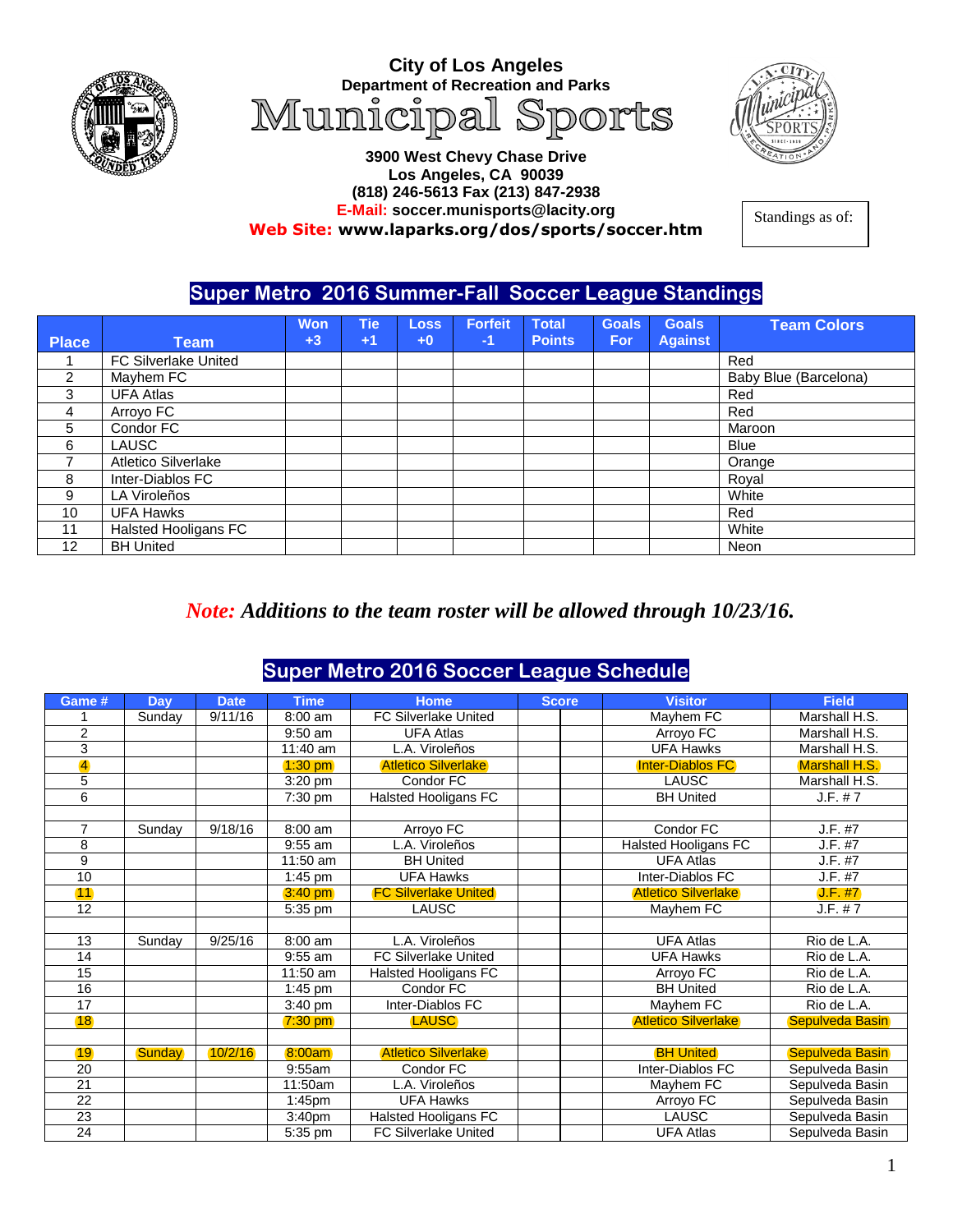City of Los Angeles
Department of Recreation and Parks

# Municipal Sports

3900 West Chevy Chase Drive
Los Angeles, CA 90039
(818) 246-5613 Fax (213) 847-2938
E-Mail: soccer.munisports@lacity.org
Web Site: www.laparks.org/dos/sports/soccer.htm

Standings as of:

## Super Metro 2016 Summer-Fall Soccer League Standings

| Place | Team | Won +3 | Tie +1 | Loss +0 | Forfeit -1 | Total Points | Goals For | Goals Against | Team Colors |
|---|---|---|---|---|---|---|---|---|---|
| 1 | FC Silverlake United | | | | | | | | Red |
| 2 | Mayhem FC | | | | | | | | Baby Blue (Barcelona) |
| 3 | UFA Atlas | | | | | | | | Red |
| 4 | Arroyo FC | | | | | | | | Red |
| 5 | Condor FC | | | | | | | | Maroon |
| 6 | LAUSC | | | | | | | | Blue |
| 7 | Atletico Silverlake | | | | | | | | Orange |
| 8 | Inter-Diablos FC | | | | | | | | Royal |
| 9 | LA Viroleños | | | | | | | | White |
| 10 | UFA Hawks | | | | | | | | Red |
| 11 | Halsted Hooligans FC | | | | | | | | White |
| 12 | BH United | | | | | | | | Neon |

***Note:* Additions to the team roster will be allowed through 10/23/16.**

## Super Metro 2016 Soccer League Schedule

| Game # | Day | Date | Time | Home | Score | | Visitor | Field |
|---|---|---|---|---|---|---|---|---|
| 1 | Sunday | 9/11/16 | 8:00 am | FC Silverlake United | | | Mayhem FC | Marshall H.S. |
| 2 | | | 9:50 am | UFA Atlas | | | Arroyo FC | Marshall H.S. |
| 3 | | | 11:40 am | L.A. Viroleños | | | UFA Hawks | Marshall H.S. |
| 4 | | | 1:30 pm | Atletico Silverlake | | | Inter-Diablos FC | Marshall H.S. |
| 5 | | | 3:20 pm | Condor FC | | | LAUSC | Marshall H.S. |
| 6 | | | 7:30 pm | Halsted Hooligans FC | | | BH United | J.F. # 7 |
| | | | | | | | | |
| 7 | Sunday | 9/18/16 | 8:00 am | Arroyo FC | | | Condor FC | J.F. #7 |
| 8 | | | 9:55 am | L.A. Viroleños | | | Halsted Hooligans FC | J.F. #7 |
| 9 | | | 11:50 am | BH United | | | UFA Atlas | J.F. #7 |
| 10 | | | 1:45 pm | UFA Hawks | | | Inter-Diablos FC | J.F. #7 |
| 11 | | | 3:40 pm | FC Silverlake United | | | Atletico Silverlake | J.F. #7 |
| 12 | | | 5:35 pm | LAUSC | | | Mayhem FC | J.F. # 7 |
| | | | | | | | | |
| 13 | Sunday | 9/25/16 | 8:00 am | L.A. Viroleños | | | UFA Atlas | Rio de L.A. |
| 14 | | | 9:55 am | FC Silverlake United | | | UFA Hawks | Rio de L.A. |
| 15 | | | 11:50 am | Halsted Hooligans FC | | | Arroyo FC | Rio de L.A. |
| 16 | | | 1:45 pm | Condor FC | | | BH United | Rio de L.A. |
| 17 | | | 3:40 pm | Inter-Diablos FC | | | Mayhem FC | Rio de L.A. |
| 18 | | | 7:30 pm | LAUSC | | | Atletico Silverlake | Sepulveda Basin |
| | | | | | | | | |
| 19 | Sunday | 10/2/16 | 8:00am | Atletico Silverlake | | | BH United | Sepulveda Basin |
| 20 | | | 9:55am | Condor FC | | | Inter-Diablos FC | Sepulveda Basin |
| 21 | | | 11:50am | L.A. Viroleños | | | Mayhem FC | Sepulveda Basin |
| 22 | | | 1:45pm | UFA Hawks | | | Arroyo FC | Sepulveda Basin |
| 23 | | | 3:40pm | Halsted Hooligans FC | | | LAUSC | Sepulveda Basin |
| 24 | | | 5:35 pm | FC Silverlake United | | | UFA Atlas | Sepulveda Basin |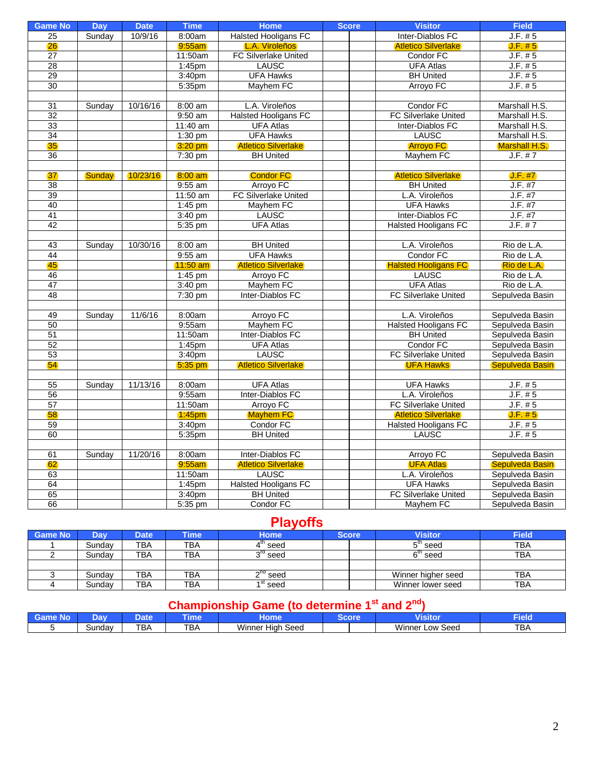| Game No | Day | Date | Time | Home | Score | | Visitor | Field |
|---|---|---|---|---|---|---|---|---|
| 25 | Sunday | 10/9/16 | 8:00am | Halsted Hooligans FC | | | Inter-Diablos FC | J.F. # 5 |
| 26 | | | 9:55am | L.A. Virolеños | | | Atletico Silverlake | J.F. # 5 |
| 27 | | | 11:50am | FC Silverlake United | | | Condor FC | J.F. # 5 |
| 28 | | | 1:45pm | LAUSC | | | UFA Atlas | J.F. # 5 |
| 29 | | | 3:40pm | UFA Hawks | | | BH United | J.F. # 5 |
| 30 | | | 5:35pm | Mayhem FC | | | Arroyo FC | J.F. # 5 |
| | | | | | | | | |
| 31 | Sunday | 10/16/16 | 8:00 am | L.A. Virolеños | | | Condor FC | Marshall H.S. |
| 32 | | | 9:50 am | Halsted Hooligans FC | | | FC Silverlake United | Marshall H.S. |
| 33 | | | 11:40 am | UFA Atlas | | | Inter-Diablos FC | Marshall H.S. |
| 34 | | | 1:30 pm | UFA Hawks | | | LAUSC | Marshall H.S. |
| 35 | | | 3:20 pm | Atletico Silverlake | | | Arroyo FC | Marshall H.S. |
| 36 | | | 7:30 pm | BH United | | | Mayhem FC | J.F. # 7 |
| | | | | | | | | |
| 37 | Sunday | 10/23/16 | 8:00 am | Condor FC | | | Atletico Silverlake | J.F. #7 |
| 38 | | | 9:55 am | Arroyo FC | | | BH United | J.F. #7 |
| 39 | | | 11:50 am | FC Silverlake United | | | L.A. Virolеños | J.F. #7 |
| 40 | | | 1:45 pm | Mayhem FC | | | UFA Hawks | J.F. #7 |
| 41 | | | 3:40 pm | LAUSC | | | Inter-Diablos FC | J.F. #7 |
| 42 | | | 5:35 pm | UFA Atlas | | | Halsted Hooligans FC | J.F. # 7 |
| | | | | | | | | |
| 43 | Sunday | 10/30/16 | 8:00 am | BH United | | | L.A. Virolеños | Rio de L.A. |
| 44 | | | 9:55 am | UFA Hawks | | | Condor FC | Rio de L.A. |
| 45 | | | 11:50 am | Atletico Silverlake | | | Halsted Hooligans FC | Rio de L.A. |
| 46 | | | 1:45 pm | Arroyo FC | | | LAUSC | Rio de L.A. |
| 47 | | | 3:40 pm | Mayhem FC | | | UFA Atlas | Rio de L.A. |
| 48 | | | 7:30 pm | Inter-Diablos FC | | | FC Silverlake United | Sepulveda Basin |
| | | | | | | | | |
| 49 | Sunday | 11/6/16 | 8:00am | Arroyo FC | | | L.A. Virolеños | Sepulveda Basin |
| 50 | | | 9:55am | Mayhem FC | | | Halsted Hooligans FC | Sepulveda Basin |
| 51 | | | 11:50am | Inter-Diablos FC | | | BH United | Sepulveda Basin |
| 52 | | | 1:45pm | UFA Atlas | | | Condor FC | Sepulveda Basin |
| 53 | | | 3:40pm | LAUSC | | | FC Silverlake United | Sepulveda Basin |
| 54 | | | 5:35 pm | Atletico Silverlake | | | UFA Hawks | Sepulveda Basin |
| | | | | | | | | |
| 55 | Sunday | 11/13/16 | 8:00am | UFA Atlas | | | UFA Hawks | J.F. # 5 |
| 56 | | | 9:55am | Inter-Diablos FC | | | L.A. Virolеños | J.F. # 5 |
| 57 | | | 11:50am | Arroyo FC | | | FC Silverlake United | J.F. # 5 |
| 58 | | | 1:45pm | Mayhem FC | | | Atletico Silverlake | J.F. # 5 |
| 59 | | | 3:40pm | Condor FC | | | Halsted Hooligans FC | J.F. # 5 |
| 60 | | | 5:35pm | BH United | | | LAUSC | J.F. # 5 |
| | | | | | | | | |
| 61 | Sunday | 11/20/16 | 8:00am | Inter-Diablos FC | | | Arroyo FC | Sepulveda Basin |
| 62 | | | 9:55am | Atletico Silverlake | | | UFA Atlas | Sepulveda Basin |
| 63 | | | 11:50am | LAUSC | | | L.A. Virolеños | Sepulveda Basin |
| 64 | | | 1:45pm | Halsted Hooligans FC | | | UFA Hawks | Sepulveda Basin |
| 65 | | | 3:40pm | BH United | | | FC Silverlake United | Sepulveda Basin |
| 66 | | | 5:35 pm | Condor FC | | | Mayhem FC | Sepulveda Basin |

## Playoffs

| Game No | Day | Date | Time | Home | Score | | Visitor | Field |
|---|---|---|---|---|---|---|---|---|
| 1 | Sunday | TBA | TBA | 4th seed | | | 5th seed | TBA |
| 2 | Sunday | TBA | TBA | 3rd seed | | | 6th seed | TBA |
| | | | | | | | | |
| 3 | Sunday | TBA | TBA | 2nd seed | | | Winner higher seed | TBA |
| 4 | Sunday | TBA | TBA | 1st seed | | | Winner lower seed | TBA |

## Championship Game (to determine 1st and 2nd)

| Game No | Day | Date | Time | Home | Score | | Visitor | Field |
|---|---|---|---|---|---|---|---|---|
| 5 | Sunday | TBA | TBA | Winner High Seed | | | Winner Low Seed | TBA |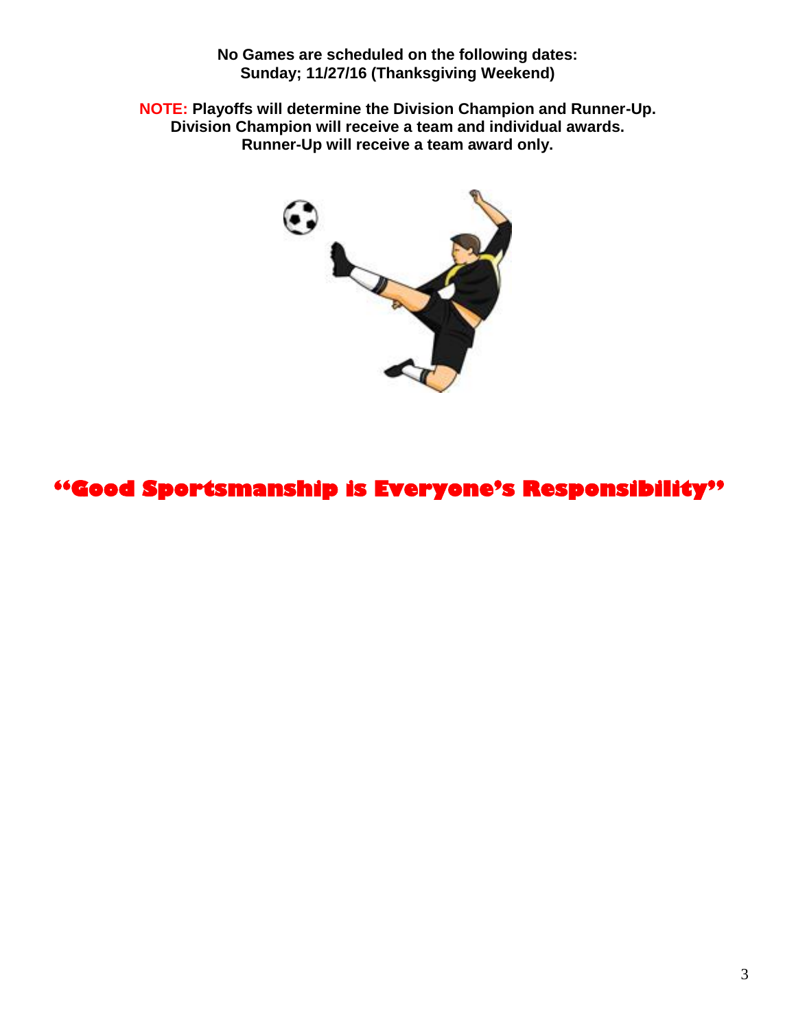**No Games are scheduled on the following dates:**
**Sunday; 11/27/16 (Thanksgiving Weekend)**

**NOTE: Playoffs will determine the Division Champion and Runner-Up.**
**Division Champion will receive a team and individual awards.**
**Runner-Up will receive a team award only.**

**"Good Sportsmanship is Everyone's Responsibility"**